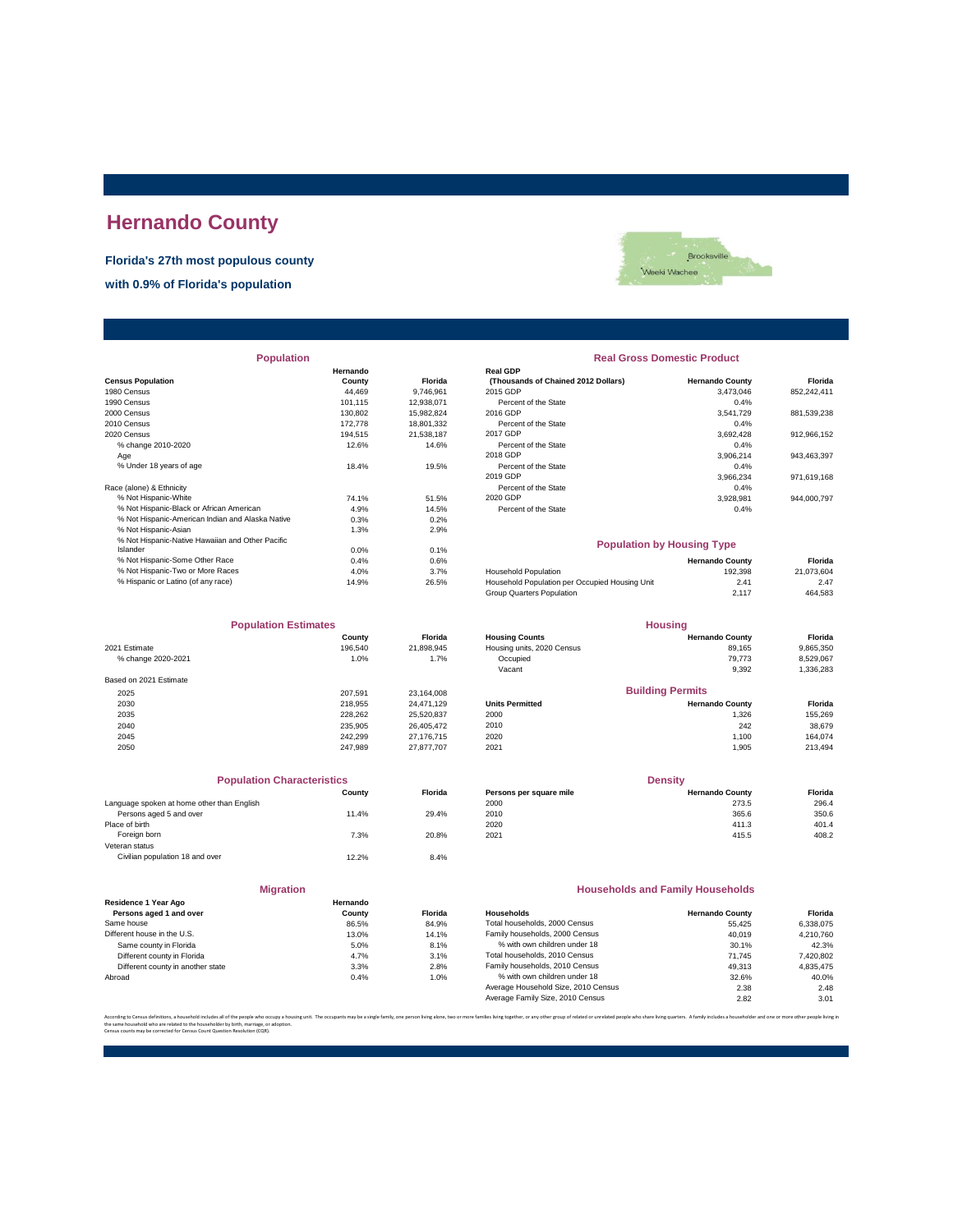# Hernando County

**Florida's 27th most populous county**

**with 0.9% of Florida's population**

Brooksville

Weeki Wachee

## Population

| Census Population | Hernando County | Florida |
|---|---|---|
| 1980 Census | 44,469 | 9,746,961 |
| 1990 Census | 101,115 | 12,938,071 |
| 2000 Census | 130,802 | 15,982,824 |
| 2010 Census | 172,778 | 18,801,332 |
| 2020 Census | 194,515 | 21,538,187 |
| % change 2010-2020 | 12.6% | 14.6% |
| Age | | |
| % Under 18 years of age | 18.4% | 19.5% |
| Race (alone) & Ethnicity | | |
| % Not Hispanic-White | 74.1% | 51.5% |
| % Not Hispanic-Black or African American | 4.9% | 14.5% |
| % Not Hispanic-American Indian and Alaska Native | 0.3% | 0.2% |
| % Not Hispanic-Asian | 1.3% | 2.9% |
| % Not Hispanic-Native Hawaiian and Other Pacific Islander | 0.0% | 0.1% |
| % Not Hispanic-Some Other Race | 0.4% | 0.6% |
| % Not Hispanic-Two or More Races | 4.0% | 3.7% |
| % Hispanic or Latino (of any race) | 14.9% | 26.5% |

## Real Gross Domestic Product

| Real GDP (Thousands of Chained 2012 Dollars) | Hernando County | Florida |
|---|---|---|
| 2015 GDP | 3,473,046 | 852,242,411 |
| Percent of the State | 0.4% | |
| 2016 GDP | 3,541,729 | 881,539,238 |
| Percent of the State | 0.4% | |
| 2017 GDP | 3,692,428 | 912,966,152 |
| Percent of the State | 0.4% | |
| 2018 GDP | 3,906,214 | 943,463,397 |
| Percent of the State | 0.4% | |
| 2019 GDP | 3,966,234 | 971,619,168 |
| Percent of the State | 0.4% | |
| 2020 GDP | 3,928,981 | 944,000,797 |
| Percent of the State | 0.4% | |

## Population by Housing Type

| | Hernando County | Florida |
|---|---|---|
| Household Population | 192,398 | 21,073,604 |
| Household Population per Occupied Housing Unit | 2.41 | 2.47 |
| Group Quarters Population | 2,117 | 464,583 |

## Population Estimates

| | County | Florida |
|---|---|---|
| 2021 Estimate | 196,540 | 21,898,945 |
| % change 2020-2021 | 1.0% | 1.7% |
| Based on 2021 Estimate | | |
| 2025 | 207,591 | 23,164,008 |
| 2030 | 218,955 | 24,471,129 |
| 2035 | 228,262 | 25,520,837 |
| 2040 | 235,905 | 26,405,472 |
| 2045 | 242,299 | 27,176,715 |
| 2050 | 247,989 | 27,877,707 |

## Housing

| Housing Counts | Hernando County | Florida |
|---|---|---|
| Housing units, 2020 Census | 89,165 | 9,865,350 |
| Occupied | 79,773 | 8,529,067 |
| Vacant | 9,392 | 1,336,283 |

## Building Permits

| Units Permitted | Hernando County | Florida |
|---|---|---|
| 2000 | 1,326 | 155,269 |
| 2010 | 242 | 38,679 |
| 2020 | 1,100 | 164,074 |
| 2021 | 1,905 | 213,494 |

## Population Characteristics

| | County | Florida |
|---|---|---|
| Language spoken at home other than English | | |
| Persons aged 5 and over | 11.4% | 29.4% |
| Place of birth | | |
| Foreign born | 7.3% | 20.8% |
| Veteran status | | |
| Civilian population 18 and over | 12.2% | 8.4% |

## Density

| Persons per square mile | Hernando County | Florida |
|---|---|---|
| 2000 | 273.5 | 296.4 |
| 2010 | 365.6 | 350.6 |
| 2020 | 411.3 | 401.4 |
| 2021 | 415.5 | 408.2 |

## Migration

| Residence 1 Year Ago Persons aged 1 and over | Hernando County | Florida |
|---|---|---|
| Same house | 86.5% | 84.9% |
| Different house in the U.S. | 13.0% | 14.1% |
| Same county in Florida | 5.0% | 8.1% |
| Different county in Florida | 4.7% | 3.1% |
| Different county in another state | 3.3% | 2.8% |
| Abroad | 0.4% | 1.0% |

## Households and Family Households

| Households | Hernando County | Florida |
|---|---|---|
| Total households, 2000 Census | 55,425 | 6,338,075 |
| Family households, 2000 Census | 40,019 | 4,210,760 |
| % with own children under 18 | 30.1% | 42.3% |
| Total households, 2010 Census | 71,745 | 7,420,802 |
| Family households, 2010 Census | 49,313 | 4,835,475 |
| % with own children under 18 | 32.6% | 40.0% |
| Average Household Size, 2010 Census | 2.38 | 2.48 |
| Average Family Size, 2010 Census | 2.82 | 3.01 |

According to Census definitions, a household includes all of the people who occupy a housing unit. The occupants may be a single family, one person living alone, two or more families living together, or any other group of related or unrelated people who share living quarters. A family includes a householder and one or more other people living in the same household who are related to the householder by birth, marriage, or adoption.
Census counts may be corrected for Census Count Question Resolution (CQR).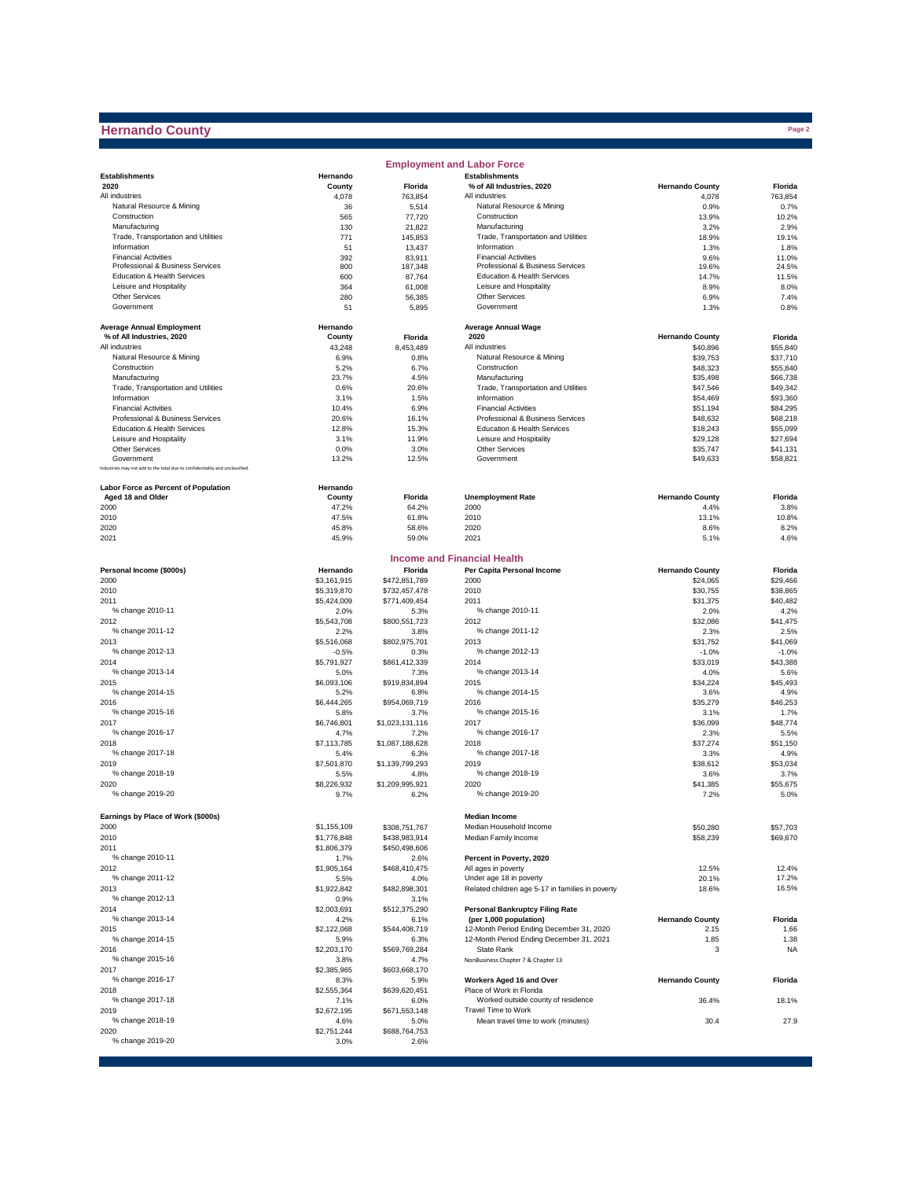# Hernando County

## Employment and Labor Force

| Establishments 2020 | Hernando County | Florida |
|---|---|---|
| All industries | 4,078 | 763,854 |
| Natural Resource & Mining | 36 | 5,514 |
| Construction | 565 | 77,720 |
| Manufacturing | 130 | 21,822 |
| Trade, Transportation and Utilities | 771 | 145,853 |
| Information | 51 | 13,437 |
| Financial Activities | 392 | 83,911 |
| Professional & Business Services | 800 | 187,348 |
| Education & Health Services | 600 | 87,764 |
| Leisure and Hospitality | 364 | 61,008 |
| Other Services | 280 | 56,385 |
| Government | 51 | 5,895 |

| Establishments % of All Industries, 2020 | Hernando County | Florida |
|---|---|---|
| All industries | 4,078 | 763,854 |
| Natural Resource & Mining | 0.9% | 0.7% |
| Construction | 13.9% | 10.2% |
| Manufacturing | 3.2% | 2.9% |
| Trade, Transportation and Utilities | 18.9% | 19.1% |
| Information | 1.3% | 1.8% |
| Financial Activities | 9.6% | 11.0% |
| Professional & Business Services | 19.6% | 24.5% |
| Education & Health Services | 14.7% | 11.5% |
| Leisure and Hospitality | 8.9% | 8.0% |
| Other Services | 6.9% | 7.4% |
| Government | 1.3% | 0.8% |

| Average Annual Employment % of All Industries, 2020 | Hernando County | Florida |
|---|---|---|
| All industries | 43,248 | 8,453,489 |
| Natural Resource & Mining | 6.9% | 0.8% |
| Construction | 5.2% | 6.7% |
| Manufacturing | 23.7% | 4.5% |
| Trade, Transportation and Utilities | 0.6% | 20.6% |
| Information | 3.1% | 1.5% |
| Financial Activities | 10.4% | 6.9% |
| Professional & Business Services | 20.6% | 16.1% |
| Education & Health Services | 12.8% | 15.3% |
| Leisure and Hospitality | 3.1% | 11.9% |
| Other Services | 0.0% | 3.0% |
| Government | 13.2% | 12.5% |

Industries may not add to the total due to confidentiality and unclassified.

| Average Annual Wage 2020 | Hernando County | Florida |
|---|---|---|
| All industries | $40,896 | $55,840 |
| Natural Resource & Mining | $39,753 | $37,710 |
| Construction | $48,323 | $55,840 |
| Manufacturing | $35,498 | $66,738 |
| Trade, Transportation and Utilities | $47,546 | $49,342 |
| Information | $54,469 | $93,360 |
| Financial Activities | $51,194 | $84,295 |
| Professional & Business Services | $48,632 | $68,218 |
| Education & Health Services | $18,243 | $55,099 |
| Leisure and Hospitality | $29,128 | $27,694 |
| Other Services | $35,747 | $41,131 |
| Government | $49,633 | $58,821 |

| Labor Force as Percent of Population Aged 18 and Older | Hernando County | Florida |
|---|---|---|
| 2000 | 47.2% | 64.2% |
| 2010 | 47.5% | 61.8% |
| 2020 | 45.8% | 58.6% |
| 2021 | 45.9% | 59.0% |

| Unemployment Rate | Hernando County | Florida |
|---|---|---|
| 2000 | 4.4% | 3.8% |
| 2010 | 13.1% | 10.8% |
| 2020 | 8.6% | 8.2% |
| 2021 | 5.1% | 4.6% |

## Income and Financial Health

| Personal Income ($000s) | Hernando | Florida |
|---|---|---|
| 2000 | $3,161,915 | $472,851,789 |
| 2010 | $5,319,870 | $732,457,478 |
| 2011 | $5,424,009 | $771,409,454 |
| % change 2010-11 | 2.0% | 5.3% |
| 2012 | $5,543,708 | $800,551,723 |
| % change 2011-12 | 2.2% | 3.8% |
| 2013 | $5,516,068 | $802,975,701 |
| % change 2012-13 | -0.5% | 0.3% |
| 2014 | $5,791,927 | $861,412,339 |
| % change 2013-14 | 5.0% | 7.3% |
| 2015 | $6,093,106 | $919,834,894 |
| % change 2014-15 | 5.2% | 6.8% |
| 2016 | $6,444,265 | $954,069,719 |
| % change 2015-16 | 5.8% | 3.7% |
| 2017 | $6,746,801 | $1,023,131,116 |
| % change 2016-17 | 4.7% | 7.2% |
| 2018 | $7,113,785 | $1,087,188,628 |
| % change 2017-18 | 5.4% | 6.3% |
| 2019 | $7,501,870 | $1,139,799,293 |
| % change 2018-19 | 5.5% | 4.8% |
| 2020 | $8,226,932 | $1,209,995,921 |
| % change 2019-20 | 9.7% | 6.2% |

| Per Capita Personal Income | Hernando County | Florida |
|---|---|---|
| 2000 | $24,065 | $29,466 |
| 2010 | $30,755 | $38,865 |
| 2011 | $31,375 | $40,482 |
| % change 2010-11 | 2.0% | 4.2% |
| 2012 | $32,086 | $41,475 |
| % change 2011-12 | 2.3% | 2.5% |
| 2013 | $31,752 | $41,069 |
| % change 2012-13 | -1.0% | -1.0% |
| 2014 | $33,019 | $43,388 |
| % change 2013-14 | 4.0% | 5.6% |
| 2015 | $34,224 | $45,493 |
| % change 2014-15 | 3.6% | 4.9% |
| 2016 | $35,279 | $46,253 |
| % change 2015-16 | 3.1% | 1.7% |
| 2017 | $36,099 | $48,774 |
| % change 2016-17 | 2.3% | 5.5% |
| 2018 | $37,274 | $51,150 |
| % change 2017-18 | 3.3% | 4.9% |
| 2019 | $38,612 | $53,034 |
| % change 2018-19 | 3.6% | 3.7% |
| 2020 | $41,385 | $55,675 |
| % change 2019-20 | 7.2% | 5.0% |

| Earnings by Place of Work ($000s) | Hernando | Florida |
|---|---|---|
| 2000 | $1,155,109 | $308,751,767 |
| 2010 | $1,776,848 | $438,983,914 |
| 2011 | $1,806,379 | $450,498,606 |
| % change 2010-11 | 1.7% | 2.6% |
| 2012 | $1,905,164 | $468,410,475 |
| % change 2011-12 | 5.5% | 4.0% |
| 2013 | $1,922,842 | $482,898,301 |
| % change 2012-13 | 0.9% | 3.1% |
| 2014 | $2,003,691 | $512,375,290 |
| % change 2013-14 | 4.2% | 6.1% |
| 2015 | $2,122,068 | $544,408,719 |
| % change 2014-15 | 5.9% | 6.3% |
| 2016 | $2,203,170 | $569,769,284 |
| % change 2015-16 | 3.8% | 4.7% |
| 2017 | $2,385,965 | $603,668,170 |
| % change 2016-17 | 8.3% | 5.9% |
| 2018 | $2,555,364 | $639,620,451 |
| % change 2017-18 | 7.1% | 6.0% |
| 2019 | $2,672,195 | $671,553,148 |
| % change 2018-19 | 4.6% | 5.0% |
| 2020 | $2,751,244 | $688,764,753 |
| % change 2019-20 | 3.0% | 2.6% |

| Median Income | Hernando County | Florida |
|---|---|---|
| Median Household Income | $50,280 | $57,703 |
| Median Family Income | $58,239 | $69,670 |

| Percent in Poverty, 2020 | Hernando County | Florida |
|---|---|---|
| All ages in poverty | 12.5% | 12.4% |
| Under age 18 in poverty | 20.1% | 17.2% |
| Related children age 5-17 in families in poverty | 18.6% | 16.5% |

| Personal Bankruptcy Filing Rate (per 1,000 population) | Hernando County | Florida |
|---|---|---|
| 12-Month Period Ending December 31, 2020 | 2.15 | 1.66 |
| 12-Month Period Ending December 31, 2021 | 1.85 | 1.38 |
| State Rank | 3 | NA |

NonBusiness Chapter 7 & Chapter 13

| Workers Aged 16 and Over | Hernando County | Florida |
|---|---|---|
| Place of Work in Florida | | |
| Worked outside county of residence | 36.4% | 18.1% |
| Travel Time to Work | | |
| Mean travel time to work (minutes) | 30.4 | 27.9 |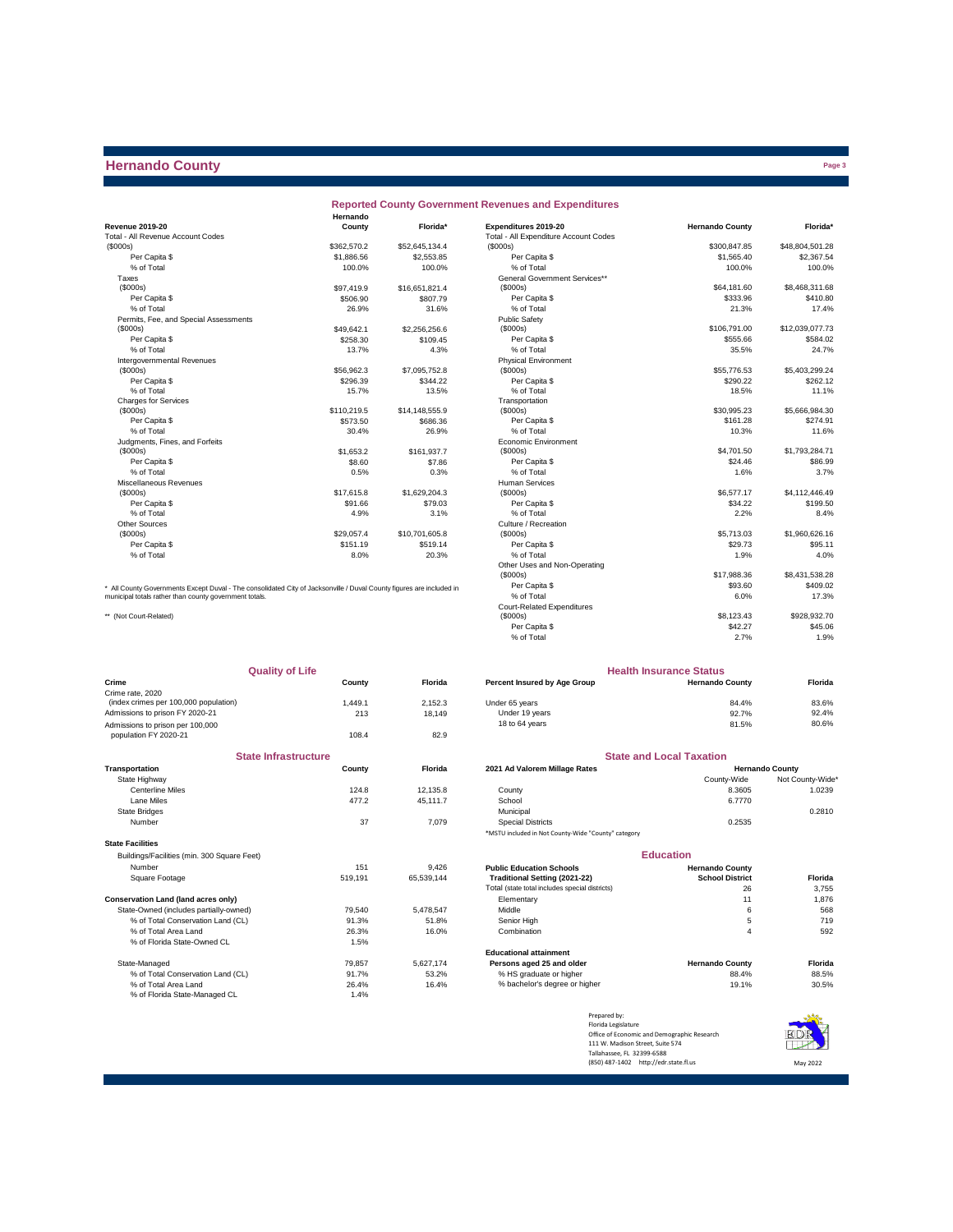# Hernando County

## Reported County Government Revenues and Expenditures

| Revenue 2019-20 | Hernando County | Florida* |
|---|---|---|
| Total - All Revenue Account Codes | | |
| ($000s) | $362,570.2 | $52,645,134.4 |
| Per Capita $ | $1,886.56 | $2,553.85 |
| % of Total | 100.0% | 100.0% |
| Taxes | | |
| ($000s) | $97,419.9 | $16,651,821.4 |
| Per Capita $ | $506.90 | $807.79 |
| % of Total | 26.9% | 31.6% |
| Permits, Fee, and Special Assessments | | |
| ($000s) | $49,642.1 | $2,256,256.6 |
| Per Capita $ | $258.30 | $109.45 |
| % of Total | 13.7% | 4.3% |
| Intergovernmental Revenues | | |
| ($000s) | $56,962.3 | $7,095,752.8 |
| Per Capita $ | $296.39 | $344.22 |
| % of Total | 15.7% | 13.5% |
| Charges for Services | | |
| ($000s) | $110,219.5 | $14,148,555.9 |
| Per Capita $ | $573.50 | $686.36 |
| % of Total | 30.4% | 26.9% |
| Judgments, Fines, and Forfeits | | |
| ($000s) | $1,653.2 | $161,937.7 |
| Per Capita $ | $8.60 | $7.86 |
| % of Total | 0.5% | 0.3% |
| Miscellaneous Revenues | | |
| ($000s) | $17,615.8 | $1,629,204.3 |
| Per Capita $ | $91.66 | $79.03 |
| % of Total | 4.9% | 3.1% |
| Other Sources | | |
| ($000s) | $29,057.4 | $10,701,605.8 |
| Per Capita $ | $151.19 | $519.14 |
| % of Total | 8.0% | 20.3% |

\* All County Governments Except Duval - The consolidated City of Jacksonville / Duval County figures are included in municipal totals rather than county government totals.

** (Not Court-Related)

| Expenditures 2019-20 | Hernando County | Florida* |
|---|---|---|
| Total - All Expenditure Account Codes | | |
| ($000s) | $300,847.85 | $48,804,501.28 |
| Per Capita $ | $1,565.40 | $2,367.54 |
| % of Total | 100.0% | 100.0% |
| General Government Services** | | |
| ($000s) | $64,181.60 | $8,468,311.68 |
| Per Capita $ | $333.96 | $410.80 |
| % of Total | 21.3% | 17.4% |
| Public Safety | | |
| ($000s) | $106,791.00 | $12,039,077.73 |
| Per Capita $ | $555.66 | $584.02 |
| % of Total | 35.5% | 24.7% |
| Physical Environment | | |
| ($000s) | $55,776.53 | $5,403,299.24 |
| Per Capita $ | $290.22 | $262.12 |
| % of Total | 18.5% | 11.1% |
| Transportation | | |
| ($000s) | $30,995.23 | $5,666,984.30 |
| Per Capita $ | $161.28 | $274.91 |
| % of Total | 10.3% | 11.6% |
| Economic Environment | | |
| ($000s) | $4,701.50 | $1,793,284.71 |
| Per Capita $ | $24.46 | $86.99 |
| % of Total | 1.6% | 3.7% |
| Human Services | | |
| ($000s) | $6,577.17 | $4,112,446.49 |
| Per Capita $ | $34.22 | $199.50 |
| % of Total | 2.2% | 8.4% |
| Culture / Recreation | | |
| ($000s) | $5,713.03 | $1,960,626.16 |
| Per Capita $ | $29.73 | $95.11 |
| % of Total | 1.9% | 4.0% |
| Other Uses and Non-Operating | | |
| ($000s) | $17,988.36 | $8,431,538.28 |
| Per Capita $ | $93.60 | $409.02 |
| % of Total | 6.0% | 17.3% |
| Court-Related Expenditures | | |
| ($000s) | $8,123.43 | $928,932.70 |
| Per Capita $ | $42.27 | $45.06 |
| % of Total | 2.7% | 1.9% |

## Quality of Life

| Crime | County | Florida |
|---|---|---|
| Crime rate, 2020 (index crimes per 100,000 population) | 1,449.1 | 2,152.3 |
| Admissions to prison FY 2020-21 | 213 | 18,149 |
| Admissions to prison per 100,000 population FY 2020-21 | 108.4 | 82.9 |

## Health Insurance Status

| Percent Insured by Age Group | Hernando County | Florida |
|---|---|---|
| Under 65 years | 84.4% | 83.6% |
| Under 19 years | 92.7% | 92.4% |
| 18 to 64 years | 81.5% | 80.6% |

## State Infrastructure

| Transportation | County | Florida |
|---|---|---|
| State Highway | | |
| Centerline Miles | 124.8 | 12,135.8 |
| Lane Miles | 477.2 | 45,111.7 |
| State Bridges | | |
| Number | 37 | 7,079 |
| **State Facilities** | | |
| Buildings/Facilities (min. 300 Square Feet) | | |
| Number | 151 | 9,426 |
| Square Footage | 519,191 | 65,539,144 |
| **Conservation Land (land acres only)** | | |
| State-Owned (includes partially-owned) | 79,540 | 5,478,547 |
| % of Total Conservation Land (CL) | 91.3% | 51.8% |
| % of Total Area Land | 26.3% | 16.0% |
| % of Florida State-Owned CL | 1.5% | |
| State-Managed | 79,857 | 5,627,174 |
| % of Total Conservation Land (CL) | 91.7% | 53.2% |
| % of Total Area Land | 26.4% | 16.4% |
| % of Florida State-Managed CL | 1.4% | |

## State and Local Taxation

| 2021 Ad Valorem Millage Rates | Hernando County County-Wide | Hernando County Not County-Wide* |
|---|---|---|
| County | 8.3605 | 1.0239 |
| School | 6.7770 | |
| Municipal | | 0.2810 |
| Special Districts | 0.2535 | |

*MSTU included in Not County-Wide "County" category

## Education

| Public Education Schools Traditional Setting (2021-22) | Hernando County School District | Florida |
|---|---|---|
| Total (state total includes special districts) | 26 | 3,755 |
| Elementary | 11 | 1,876 |
| Middle | 6 | 568 |
| Senior High | 5 | 719 |
| Combination | 4 | 592 |

| Educational attainment Persons aged 25 and older | Hernando County | Florida |
|---|---|---|
| % HS graduate or higher | 88.4% | 88.5% |
| % bachelor's degree or higher | 19.1% | 30.5% |

Prepared by:
Florida Legislature
Office of Economic and Demographic Research
111 W. Madison Street, Suite 574
Tallahassee, FL 32399-6588
(850) 487-1402 http://edr.state.fl.us

May 2022